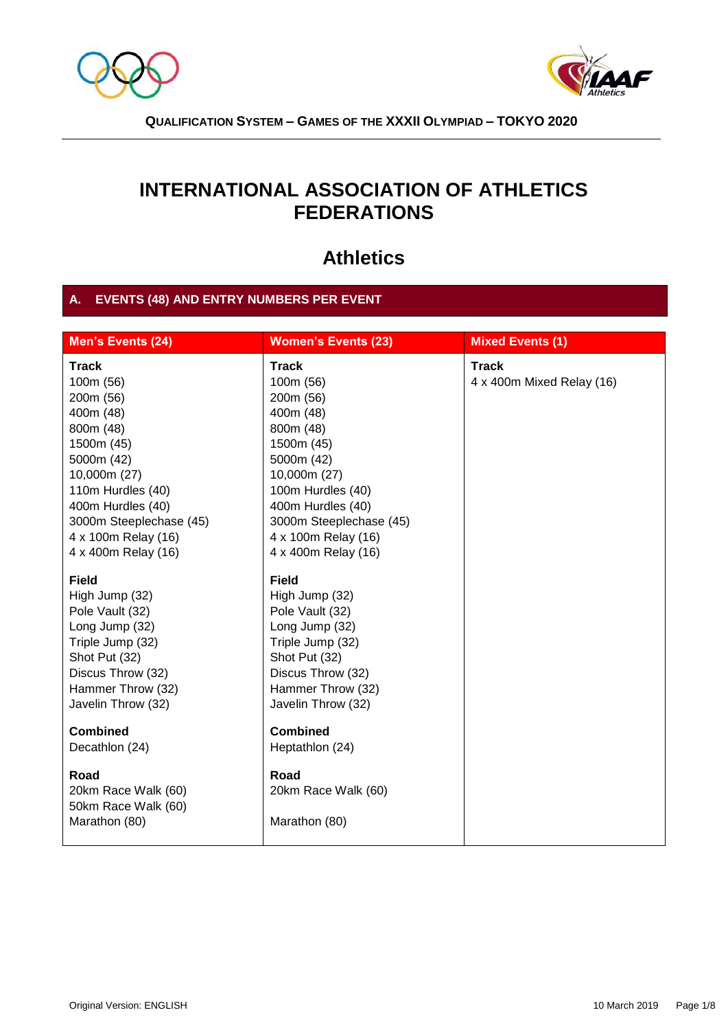# INTERNATIONAL ASSOCIATION OF ATHLETICS FEDERATIONS

## Athletics

### A. EVENTS (48) AND ENTRY NUMBERS PER EVENT

| Men's Events (24) | Women's Events (23) | Mixed Events (1) |
|---|---|---|
| **Track** | **Track** | **Track** |
| 100m (56) | 100m (56) | 4 x 400m Mixed Relay (16) |
| 200m (56) | 200m (56) | |
| 400m (48) | 400m (48) | |
| 800m (48) | 800m (48) | |
| 1500m (45) | 1500m (45) | |
| 5000m (42) | 5000m (42) | |
| 10,000m (27) | 10,000m (27) | |
| 110m Hurdles (40) | 100m Hurdles (40) | |
| 400m Hurdles (40) | 400m Hurdles (40) | |
| 3000m Steeplechase (45) | 3000m Steeplechase (45) | |
| 4 x 100m Relay (16) | 4 x 100m Relay (16) | |
| 4 x 400m Relay (16) | 4 x 400m Relay (16) | |
| **Field** | **Field** | |
| High Jump (32) | High Jump (32) | |
| Pole Vault (32) | Pole Vault (32) | |
| Long Jump (32) | Long Jump (32) | |
| Triple Jump (32) | Triple Jump (32) | |
| Shot Put (32) | Shot Put (32) | |
| Discus Throw (32) | Discus Throw (32) | |
| Hammer Throw (32) | Hammer Throw (32) | |
| Javelin Throw (32) | Javelin Throw (32) | |
| **Combined** | **Combined** | |
| Decathlon (24) | Heptathlon (24) | |
| **Road** | **Road** | |
| 20km Race Walk (60) | 20km Race Walk (60) | |
| 50km Race Walk (60) | | |
| Marathon (80) | Marathon (80) | |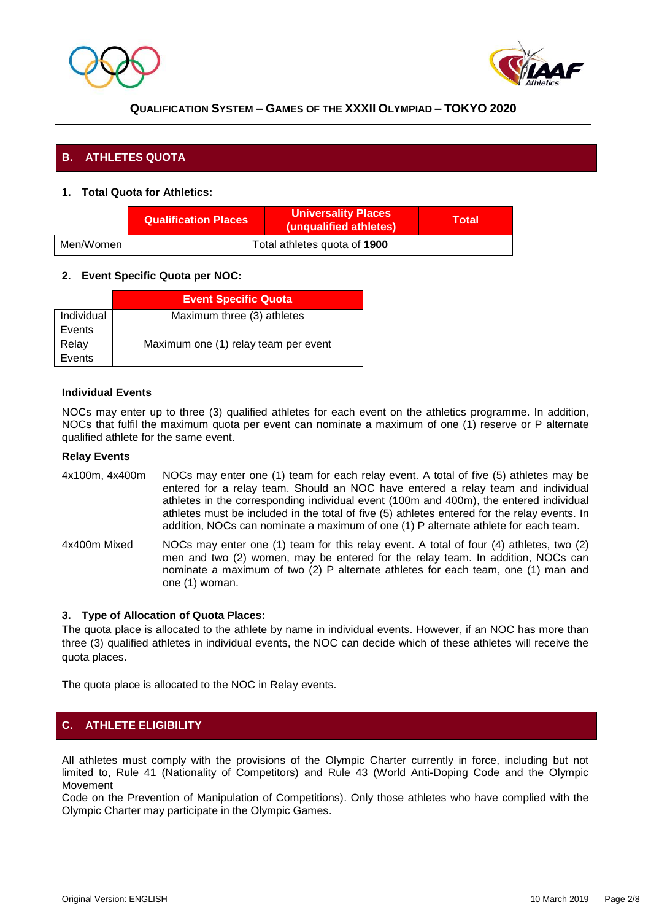## B. ATHLETES QUOTA

### 1. Total Quota for Athletics:

| | Qualification Places | Universality Places (unqualified athletes) | Total |
|---|---|---|---|
| Men/Women | Total athletes quota of **1900** | | |

### 2. Event Specific Quota per NOC:

| | Event Specific Quota |
|---|---|
| Individual Events | Maximum three (3) athletes |
| Relay Events | Maximum one (1) relay team per event |

**Individual Events**

NOCs may enter up to three (3) qualified athletes for each event on the athletics programme. In addition, NOCs that fulfil the maximum quota per event can nominate a maximum of one (1) reserve or P alternate qualified athlete for the same event.

**Relay Events**

4x100m, 4x400m — NOCs may enter one (1) team for each relay event. A total of five (5) athletes may be entered for a relay team. Should an NOC have entered a relay team and individual athletes in the corresponding individual event (100m and 400m), the entered individual athletes must be included in the total of five (5) athletes entered for the relay events. In addition, NOCs can nominate a maximum of one (1) P alternate athlete for each team.

4x400m Mixed — NOCs may enter one (1) team for this relay event. A total of four (4) athletes, two (2) men and two (2) women, may be entered for the relay team. In addition, NOCs can nominate a maximum of two (2) P alternate athletes for each team, one (1) man and one (1) woman.

### 3. Type of Allocation of Quota Places:

The quota place is allocated to the athlete by name in individual events. However, if an NOC has more than three (3) qualified athletes in individual events, the NOC can decide which of these athletes will receive the quota places.

The quota place is allocated to the NOC in Relay events.

## C. ATHLETE ELIGIBILITY

All athletes must comply with the provisions of the Olympic Charter currently in force, including but not limited to, Rule 41 (Nationality of Competitors) and Rule 43 (World Anti-Doping Code and the Olympic Movement
Code on the Prevention of Manipulation of Competitions). Only those athletes who have complied with the Olympic Charter may participate in the Olympic Games.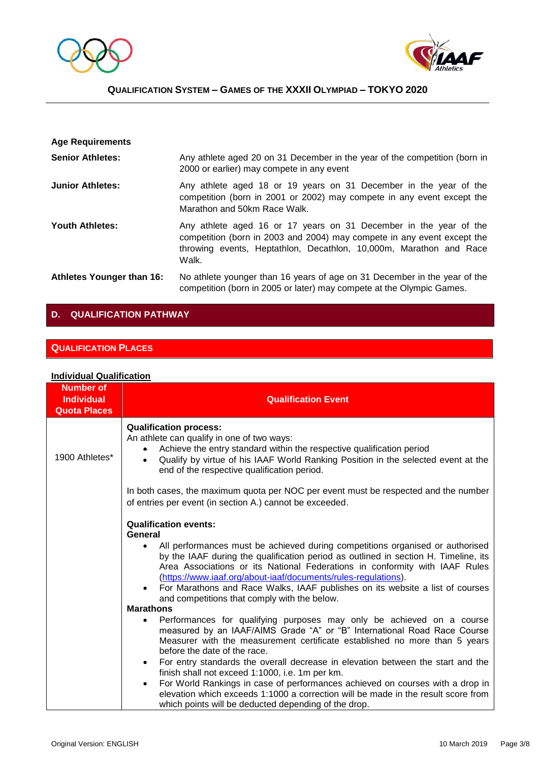**Age Requirements**

| | |
|---|---|
| **Senior Athletes:** | Any athlete aged 20 on 31 December in the year of the competition (born in 2000 or earlier) may compete in any event |
| **Junior Athletes:** | Any athlete aged 18 or 19 years on 31 December in the year of the competition (born in 2001 or 2002) may compete in any event except the Marathon and 50km Race Walk. |
| **Youth Athletes:** | Any athlete aged 16 or 17 years on 31 December in the year of the competition (born in 2003 and 2004) may compete in any event except the throwing events, Heptathlon, Decathlon, 10,000m, Marathon and Race Walk. |
| **Athletes Younger than 16:** | No athlete younger than 16 years of age on 31 December in the year of the competition (born in 2005 or later) may compete at the Olympic Games. |

## D. QUALIFICATION PATHWAY

### QUALIFICATION PLACES

**Individual Qualification**

| Number of Individual Quota Places | Qualification Event |
|---|---|
| 1900 Athletes* | **Qualification process:**<br>An athlete can qualify in one of two ways:<br>• Achieve the entry standard within the respective qualification period<br>• Qualify by virtue of his IAAF World Ranking Position in the selected event at the end of the respective qualification period.<br><br>In both cases, the maximum quota per NOC per event must be respected and the number of entries per event (in section A.) cannot be exceeded.<br><br>**Qualification events:**<br>**General**<br>• All performances must be achieved during competitions organised or authorised by the IAAF during the qualification period as outlined in section H. Timeline, its Area Associations or its National Federations in conformity with IAAF Rules (https://www.iaaf.org/about-iaaf/documents/rules-regulations).<br>• For Marathons and Race Walks, IAAF publishes on its website a list of courses and competitions that comply with the below.<br>**Marathons**<br>• Performances for qualifying purposes may only be achieved on a course measured by an IAAF/AIMS Grade "A" or "B" International Road Race Course Measurer with the measurement certificate established no more than 5 years before the date of the race.<br>• For entry standards the overall decrease in elevation between the start and the finish shall not exceed 1:1000, i.e. 1m per km.<br>• For World Rankings in case of performances achieved on courses with a drop in elevation which exceeds 1:1000 a correction will be made in the result score from which points will be deducted depending of the drop. |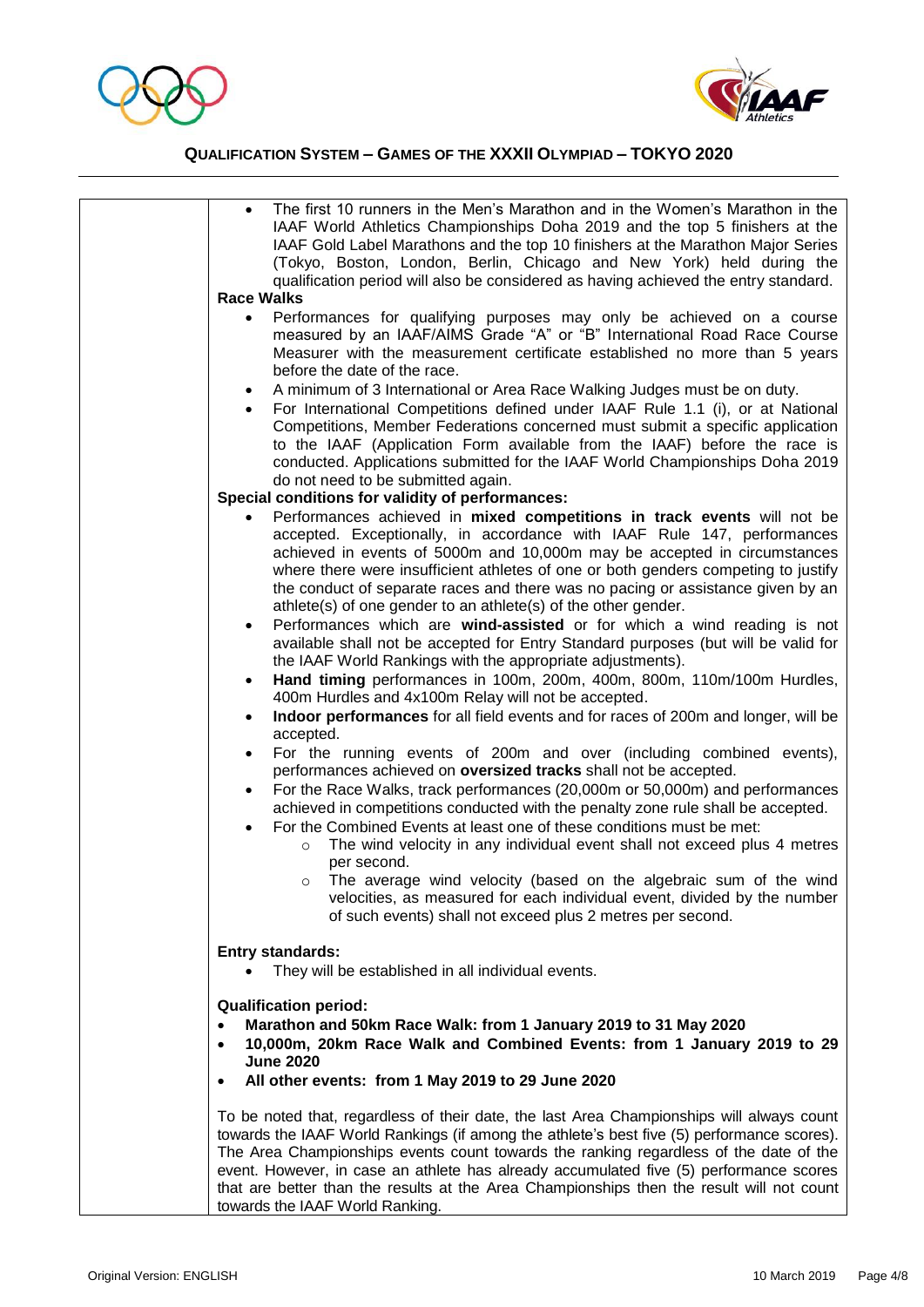- The first 10 runners in the Men's Marathon and in the Women's Marathon in the IAAF World Athletics Championships Doha 2019 and the top 5 finishers at the IAAF Gold Label Marathons and the top 10 finishers at the Marathon Major Series (Tokyo, Boston, London, Berlin, Chicago and New York) held during the qualification period will also be considered as having achieved the entry standard.

**Race Walks**

- Performances for qualifying purposes may only be achieved on a course measured by an IAAF/AIMS Grade "A" or "B" International Road Race Course Measurer with the measurement certificate established no more than 5 years before the date of the race.
- A minimum of 3 International or Area Race Walking Judges must be on duty.
- For International Competitions defined under IAAF Rule 1.1 (i), or at National Competitions, Member Federations concerned must submit a specific application to the IAAF (Application Form available from the IAAF) before the race is conducted. Applications submitted for the IAAF World Championships Doha 2019 do not need to be submitted again.

**Special conditions for validity of performances:**

- Performances achieved in **mixed competitions in track events** will not be accepted. Exceptionally, in accordance with IAAF Rule 147, performances achieved in events of 5000m and 10,000m may be accepted in circumstances where there were insufficient athletes of one or both genders competing to justify the conduct of separate races and there was no pacing or assistance given by an athlete(s) of one gender to an athlete(s) of the other gender.
- Performances which are **wind-assisted** or for which a wind reading is not available shall not be accepted for Entry Standard purposes (but will be valid for the IAAF World Rankings with the appropriate adjustments).
- **Hand timing** performances in 100m, 200m, 400m, 800m, 110m/100m Hurdles, 400m Hurdles and 4x100m Relay will not be accepted.
- **Indoor performances** for all field events and for races of 200m and longer, will be accepted.
- For the running events of 200m and over (including combined events), performances achieved on **oversized tracks** shall not be accepted.
- For the Race Walks, track performances (20,000m or 50,000m) and performances achieved in competitions conducted with the penalty zone rule shall be accepted.
- For the Combined Events at least one of these conditions must be met:
  - The wind velocity in any individual event shall not exceed plus 4 metres per second.
  - The average wind velocity (based on the algebraic sum of the wind velocities, as measured for each individual event, divided by the number of such events) shall not exceed plus 2 metres per second.

**Entry standards:**

- They will be established in all individual events.

**Qualification period:**

- **Marathon and 50km Race Walk: from 1 January 2019 to 31 May 2020**
- **10,000m, 20km Race Walk and Combined Events: from 1 January 2019 to 29 June 2020**
- **All other events: from 1 May 2019 to 29 June 2020**

To be noted that, regardless of their date, the last Area Championships will always count towards the IAAF World Rankings (if among the athlete's best five (5) performance scores). The Area Championships events count towards the ranking regardless of the date of the event. However, in case an athlete has already accumulated five (5) performance scores that are better than the results at the Area Championships then the result will not count towards the IAAF World Ranking.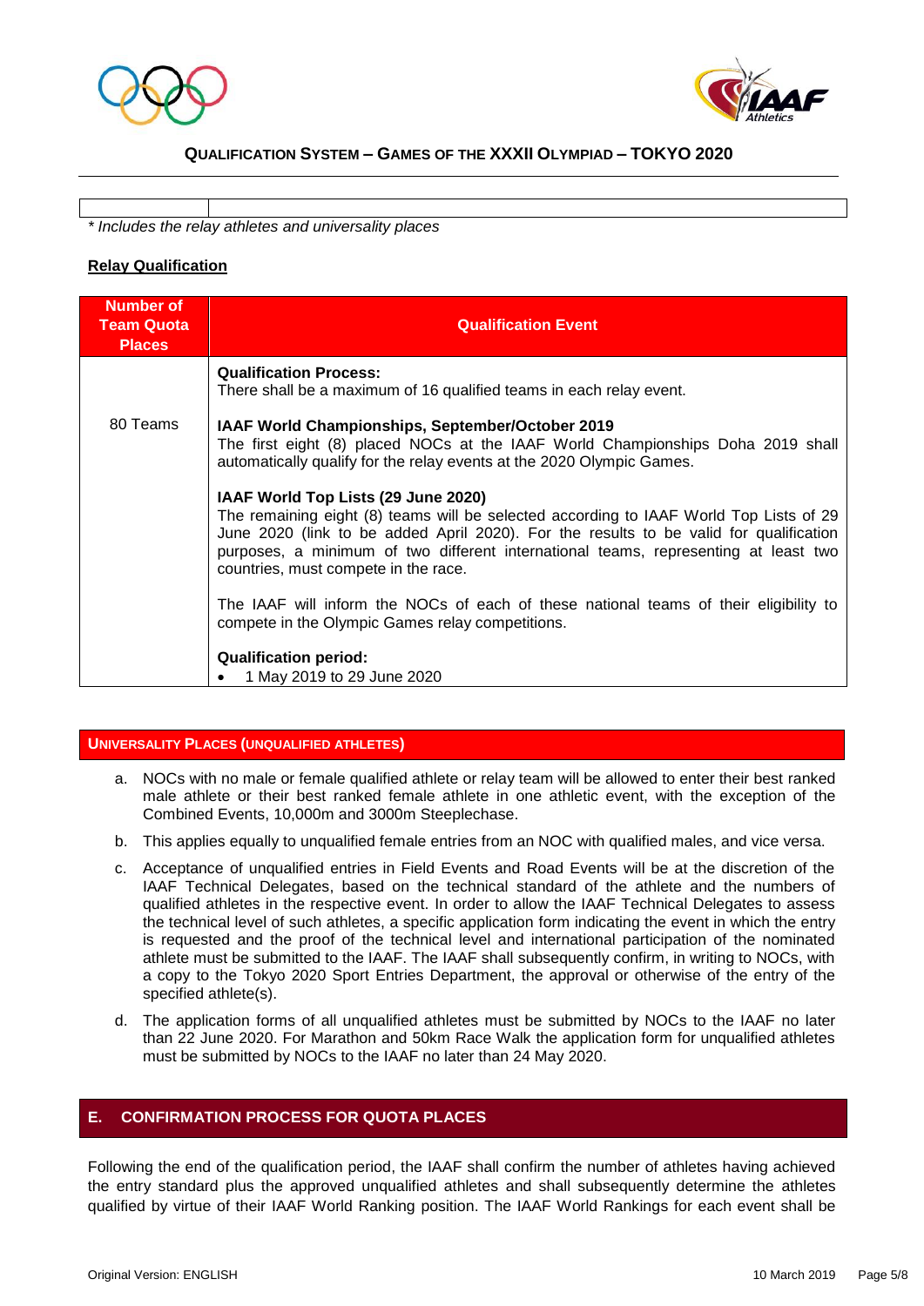| | |
|---|---|
| | |

*\* Includes the relay athletes and universality places*

**Relay Qualification**

| Number of Team Quota Places | Qualification Event |
|---|---|
| 80 Teams | **Qualification Process:**<br>There shall be a maximum of 16 qualified teams in each relay event.<br><br>**IAAF World Championships, September/October 2019**<br>The first eight (8) placed NOCs at the IAAF World Championships Doha 2019 shall automatically qualify for the relay events at the 2020 Olympic Games.<br><br>**IAAF World Top Lists (29 June 2020)**<br>The remaining eight (8) teams will be selected according to IAAF World Top Lists of 29 June 2020 (link to be added April 2020). For the results to be valid for qualification purposes, a minimum of two different international teams, representing at least two countries, must compete in the race.<br><br>The IAAF will inform the NOCs of each of these national teams of their eligibility to compete in the Olympic Games relay competitions.<br><br>**Qualification period:**<br>• 1 May 2019 to 29 June 2020 |

## UNIVERSALITY PLACES (UNQUALIFIED ATHLETES)

a. NOCs with no male or female qualified athlete or relay team will be allowed to enter their best ranked male athlete or their best ranked female athlete in one athletic event, with the exception of the Combined Events, 10,000m and 3000m Steeplechase.

b. This applies equally to unqualified female entries from an NOC with qualified males, and vice versa.

c. Acceptance of unqualified entries in Field Events and Road Events will be at the discretion of the IAAF Technical Delegates, based on the technical standard of the athlete and the numbers of qualified athletes in the respective event. In order to allow the IAAF Technical Delegates to assess the technical level of such athletes, a specific application form indicating the event in which the entry is requested and the proof of the technical level and international participation of the nominated athlete must be submitted to the IAAF. The IAAF shall subsequently confirm, in writing to NOCs, with a copy to the Tokyo 2020 Sport Entries Department, the approval or otherwise of the entry of the specified athlete(s).

d. The application forms of all unqualified athletes must be submitted by NOCs to the IAAF no later than 22 June 2020. For Marathon and 50km Race Walk the application form for unqualified athletes must be submitted by NOCs to the IAAF no later than 24 May 2020.

## E. CONFIRMATION PROCESS FOR QUOTA PLACES

Following the end of the qualification period, the IAAF shall confirm the number of athletes having achieved the entry standard plus the approved unqualified athletes and shall subsequently determine the athletes qualified by virtue of their IAAF World Ranking position. The IAAF World Rankings for each event shall be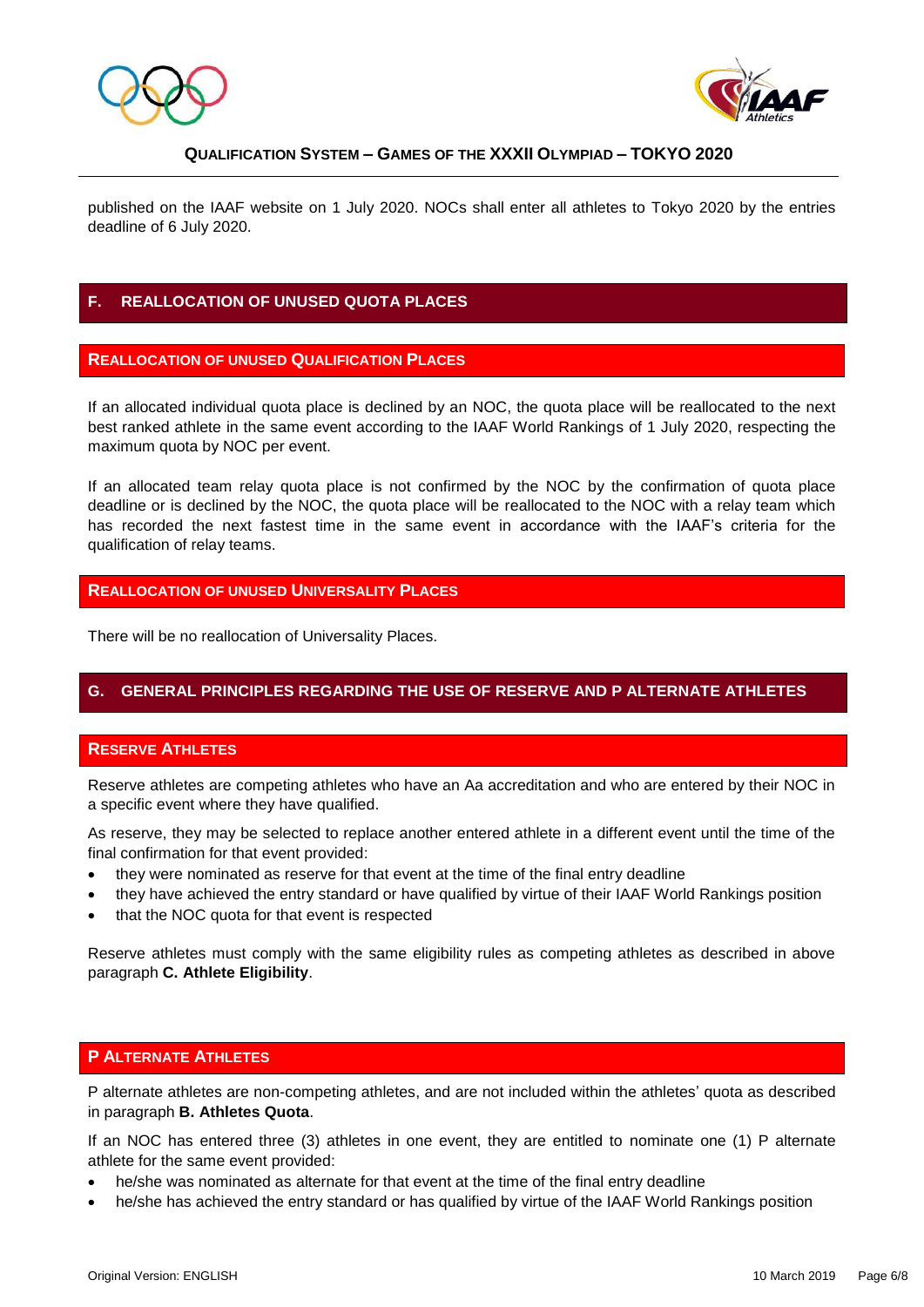published on the IAAF website on 1 July 2020. NOCs shall enter all athletes to Tokyo 2020 by the entries deadline of 6 July 2020.

## F. REALLOCATION OF UNUSED QUOTA PLACES

### REALLOCATION OF UNUSED QUALIFICATION PLACES

If an allocated individual quota place is declined by an NOC, the quota place will be reallocated to the next best ranked athlete in the same event according to the IAAF World Rankings of 1 July 2020, respecting the maximum quota by NOC per event.

If an allocated team relay quota place is not confirmed by the NOC by the confirmation of quota place deadline or is declined by the NOC, the quota place will be reallocated to the NOC with a relay team which has recorded the next fastest time in the same event in accordance with the IAAF's criteria for the qualification of relay teams.

### REALLOCATION OF UNUSED UNIVERSALITY PLACES

There will be no reallocation of Universality Places.

## G. GENERAL PRINCIPLES REGARDING THE USE OF RESERVE AND P ALTERNATE ATHLETES

### RESERVE ATHLETES

Reserve athletes are competing athletes who have an Aa accreditation and who are entered by their NOC in a specific event where they have qualified.

As reserve, they may be selected to replace another entered athlete in a different event until the time of the final confirmation for that event provided:

- they were nominated as reserve for that event at the time of the final entry deadline
- they have achieved the entry standard or have qualified by virtue of their IAAF World Rankings position
- that the NOC quota for that event is respected

Reserve athletes must comply with the same eligibility rules as competing athletes as described in above paragraph **C. Athlete Eligibility**.

### P ALTERNATE ATHLETES

P alternate athletes are non-competing athletes, and are not included within the athletes' quota as described in paragraph **B. Athletes Quota**.

If an NOC has entered three (3) athletes in one event, they are entitled to nominate one (1) P alternate athlete for the same event provided:

- he/she was nominated as alternate for that event at the time of the final entry deadline
- he/she has achieved the entry standard or has qualified by virtue of the IAAF World Rankings position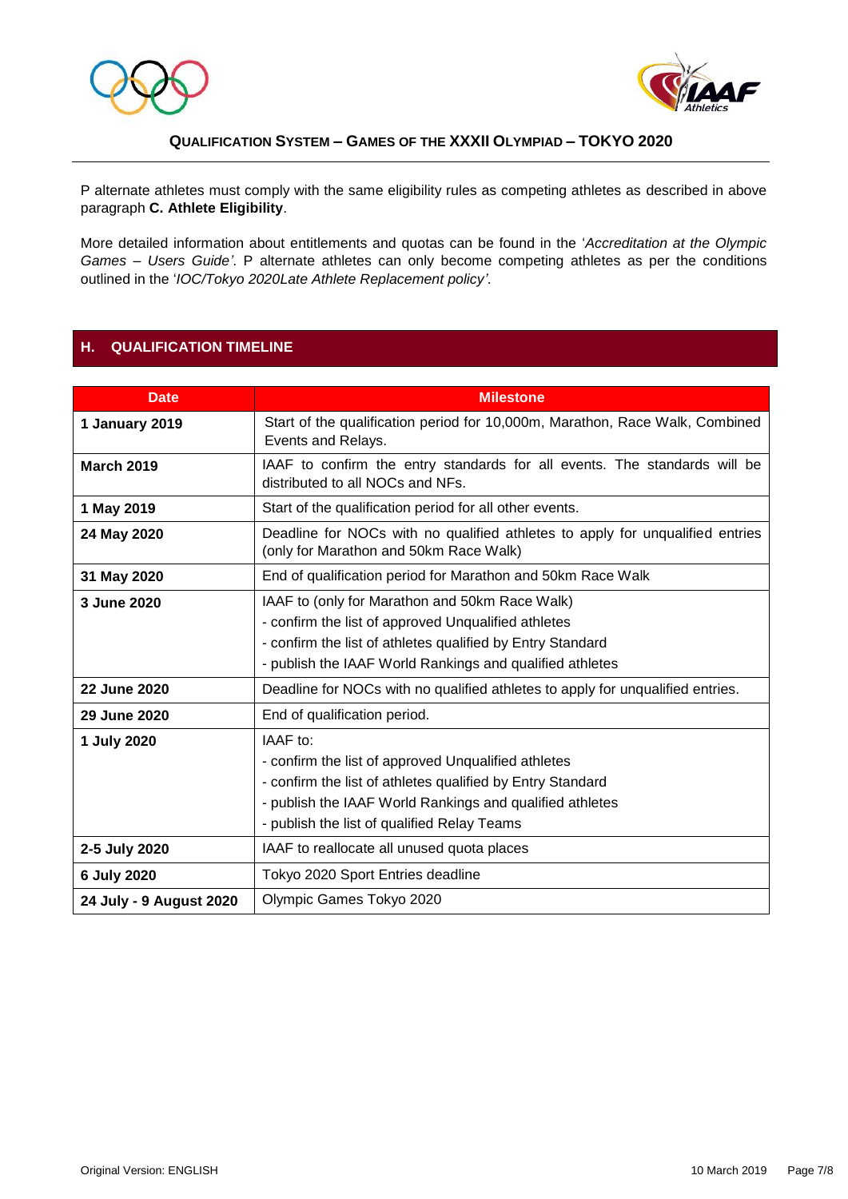P alternate athletes must comply with the same eligibility rules as competing athletes as described in above paragraph **C. Athlete Eligibility**.

More detailed information about entitlements and quotas can be found in the '*Accreditation at the Olympic Games – Users Guide'*. P alternate athletes can only become competing athletes as per the conditions outlined in the '*IOC/Tokyo 2020Late Athlete Replacement policy'*.

## H. QUALIFICATION TIMELINE

| Date | Milestone |
| --- | --- |
| **1 January 2019** | Start of the qualification period for 10,000m, Marathon, Race Walk, Combined Events and Relays. |
| **March 2019** | IAAF to confirm the entry standards for all events. The standards will be distributed to all NOCs and NFs. |
| **1 May 2019** | Start of the qualification period for all other events. |
| **24 May 2020** | Deadline for NOCs with no qualified athletes to apply for unqualified entries (only for Marathon and 50km Race Walk) |
| **31 May 2020** | End of qualification period for Marathon and 50km Race Walk |
| **3 June 2020** | IAAF to (only for Marathon and 50km Race Walk)<br>- confirm the list of approved Unqualified athletes<br>- confirm the list of athletes qualified by Entry Standard<br>- publish the IAAF World Rankings and qualified athletes |
| **22 June 2020** | Deadline for NOCs with no qualified athletes to apply for unqualified entries. |
| **29 June 2020** | End of qualification period. |
| **1 July 2020** | IAAF to:<br>- confirm the list of approved Unqualified athletes<br>- confirm the list of athletes qualified by Entry Standard<br>- publish the IAAF World Rankings and qualified athletes<br>- publish the list of qualified Relay Teams |
| **2-5 July 2020** | IAAF to reallocate all unused quota places |
| **6 July 2020** | Tokyo 2020 Sport Entries deadline |
| **24 July - 9 August 2020** | Olympic Games Tokyo 2020 |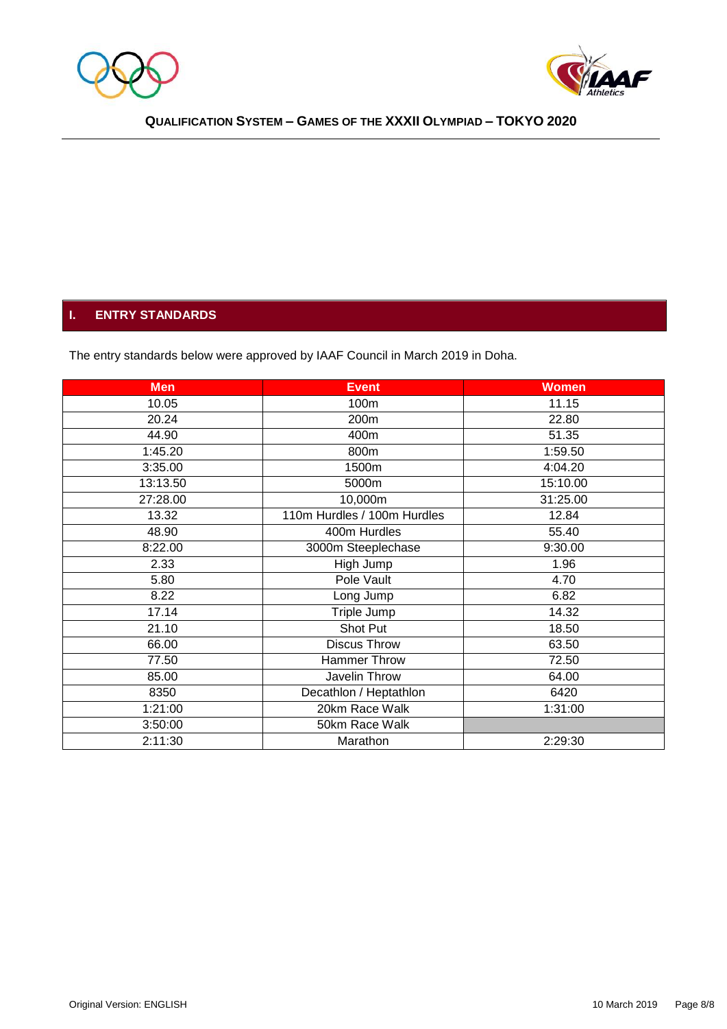## I. ENTRY STANDARDS

The entry standards below were approved by IAAF Council in March 2019 in Doha.

| Men | Event | Women |
|---|---|---|
| 10.05 | 100m | 11.15 |
| 20.24 | 200m | 22.80 |
| 44.90 | 400m | 51.35 |
| 1:45.20 | 800m | 1:59.50 |
| 3:35.00 | 1500m | 4:04.20 |
| 13:13.50 | 5000m | 15:10.00 |
| 27:28.00 | 10,000m | 31:25.00 |
| 13.32 | 110m Hurdles / 100m Hurdles | 12.84 |
| 48.90 | 400m Hurdles | 55.40 |
| 8:22.00 | 3000m Steeplechase | 9:30.00 |
| 2.33 | High Jump | 1.96 |
| 5.80 | Pole Vault | 4.70 |
| 8.22 | Long Jump | 6.82 |
| 17.14 | Triple Jump | 14.32 |
| 21.10 | Shot Put | 18.50 |
| 66.00 | Discus Throw | 63.50 |
| 77.50 | Hammer Throw | 72.50 |
| 85.00 | Javelin Throw | 64.00 |
| 8350 | Decathlon / Heptathlon | 6420 |
| 1:21:00 | 20km Race Walk | 1:31:00 |
| 3:50:00 | 50km Race Walk | |
| 2:11:30 | Marathon | 2:29:30 |